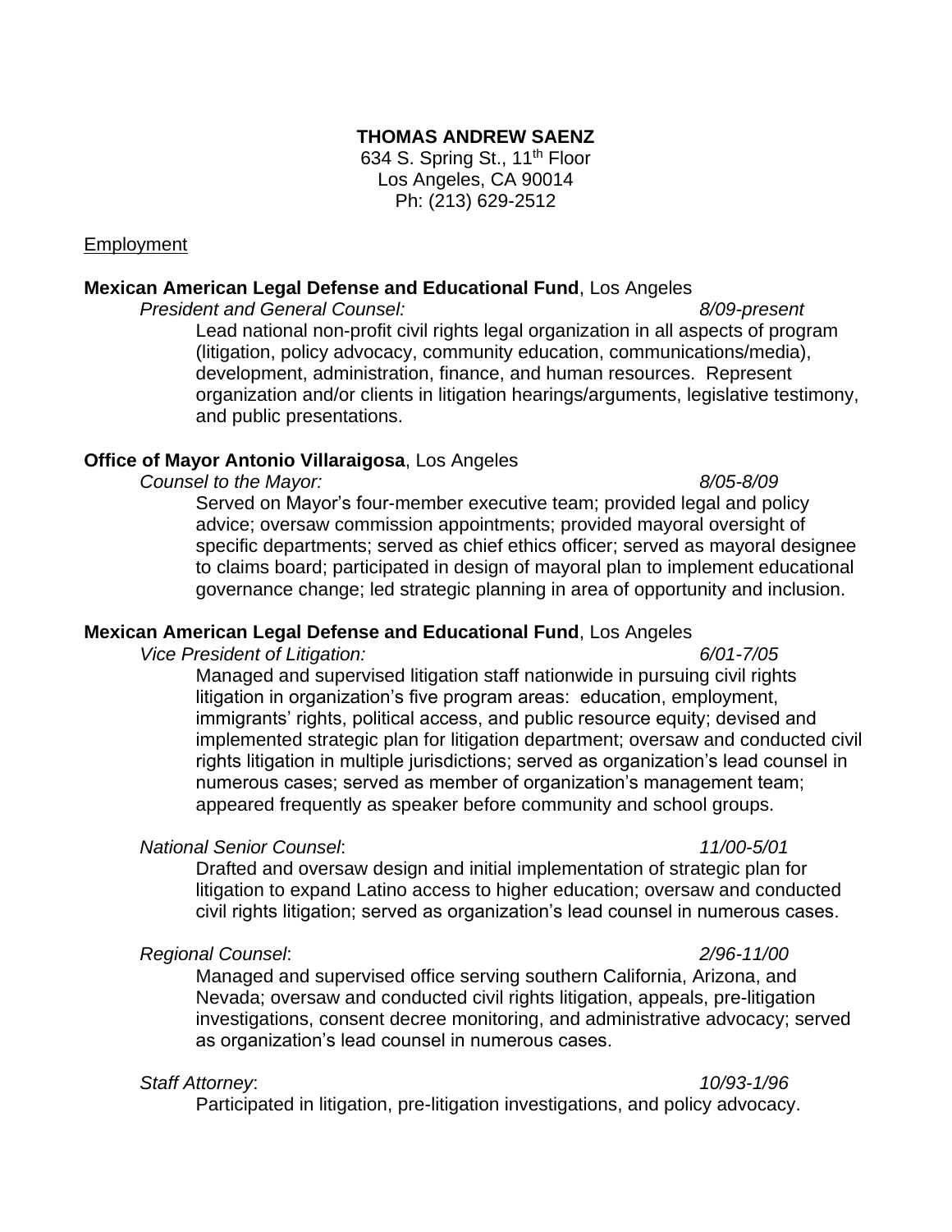**THOMAS ANDREW SAENZ**
634 S. Spring St., 11th Floor
Los Angeles, CA 90014
Ph: (213) 629-2512

## Employment

**Mexican American Legal Defense and Educational Fund**, Los Angeles

*President and General Counsel:* *8/09-present*

Lead national non-profit civil rights legal organization in all aspects of program (litigation, policy advocacy, community education, communications/media), development, administration, finance, and human resources. Represent organization and/or clients in litigation hearings/arguments, legislative testimony, and public presentations.

**Office of Mayor Antonio Villaraigosa**, Los Angeles

*Counsel to the Mayor:* *8/05-8/09*

Served on Mayor's four-member executive team; provided legal and policy advice; oversaw commission appointments; provided mayoral oversight of specific departments; served as chief ethics officer; served as mayoral designee to claims board; participated in design of mayoral plan to implement educational governance change; led strategic planning in area of opportunity and inclusion.

**Mexican American Legal Defense and Educational Fund**, Los Angeles

*Vice President of Litigation:* *6/01-7/05*

Managed and supervised litigation staff nationwide in pursuing civil rights litigation in organization's five program areas: education, employment, immigrants' rights, political access, and public resource equity; devised and implemented strategic plan for litigation department; oversaw and conducted civil rights litigation in multiple jurisdictions; served as organization's lead counsel in numerous cases; served as member of organization's management team; appeared frequently as speaker before community and school groups.

*National Senior Counsel*: *11/00-5/01*

Drafted and oversaw design and initial implementation of strategic plan for litigation to expand Latino access to higher education; oversaw and conducted civil rights litigation; served as organization's lead counsel in numerous cases.

*Regional Counsel*: *2/96-11/00*

Managed and supervised office serving southern California, Arizona, and Nevada; oversaw and conducted civil rights litigation, appeals, pre-litigation investigations, consent decree monitoring, and administrative advocacy; served as organization's lead counsel in numerous cases.

*Staff Attorney*: *10/93-1/96*

Participated in litigation, pre-litigation investigations, and policy advocacy.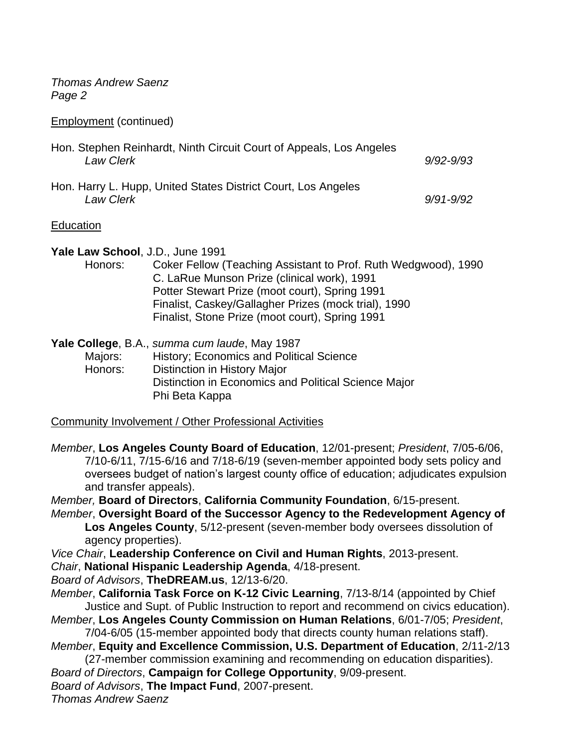Employment (continued)

Hon. Stephen Reinhardt, Ninth Circuit Court of Appeals, Los Angeles
*Law Clerk* *9/92-9/93*

Hon. Harry L. Hupp, United States District Court, Los Angeles
*Law Clerk* *9/91-9/92*

Education

**Yale Law School**, J.D., June 1991

Honors:
- Coker Fellow (Teaching Assistant to Prof. Ruth Wedgwood), 1990
- C. LaRue Munson Prize (clinical work), 1991
- Potter Stewart Prize (moot court), Spring 1991
- Finalist, Caskey/Gallagher Prizes (mock trial), 1990
- Finalist, Stone Prize (moot court), Spring 1991

**Yale College**, B.A., *summa cum laude*, May 1987

Majors: History; Economics and Political Science

Honors:
- Distinction in History Major
- Distinction in Economics and Political Science Major
- Phi Beta Kappa

Community Involvement / Other Professional Activities

*Member*, **Los Angeles County Board of Education**, 12/01-present; *President*, 7/05-6/06, 7/10-6/11, 7/15-6/16 and 7/18-6/19 (seven-member appointed body sets policy and oversees budget of nation's largest county office of education; adjudicates expulsion and transfer appeals).

*Member,* **Board of Directors**, **California Community Foundation**, 6/15-present.

*Member*, **Oversight Board of the Successor Agency to the Redevelopment Agency of Los Angeles County**, 5/12-present (seven-member body oversees dissolution of agency properties).

*Vice Chair*, **Leadership Conference on Civil and Human Rights**, 2013-present.

*Chair*, **National Hispanic Leadership Agenda**, 4/18-present.

*Board of Advisors*, **TheDREAM.us**, 12/13-6/20.

*Member*, **California Task Force on K-12 Civic Learning**, 7/13-8/14 (appointed by Chief Justice and Supt. of Public Instruction to report and recommend on civics education).

*Member*, **Los Angeles County Commission on Human Relations**, 6/01-7/05; *President*, 7/04-6/05 (15-member appointed body that directs county human relations staff).

*Member*, **Equity and Excellence Commission, U.S. Department of Education**, 2/11-2/13 (27-member commission examining and recommending on education disparities).

*Board of Directors*, **Campaign for College Opportunity**, 9/09-present.

*Board of Advisors*, **The Impact Fund**, 2007-present.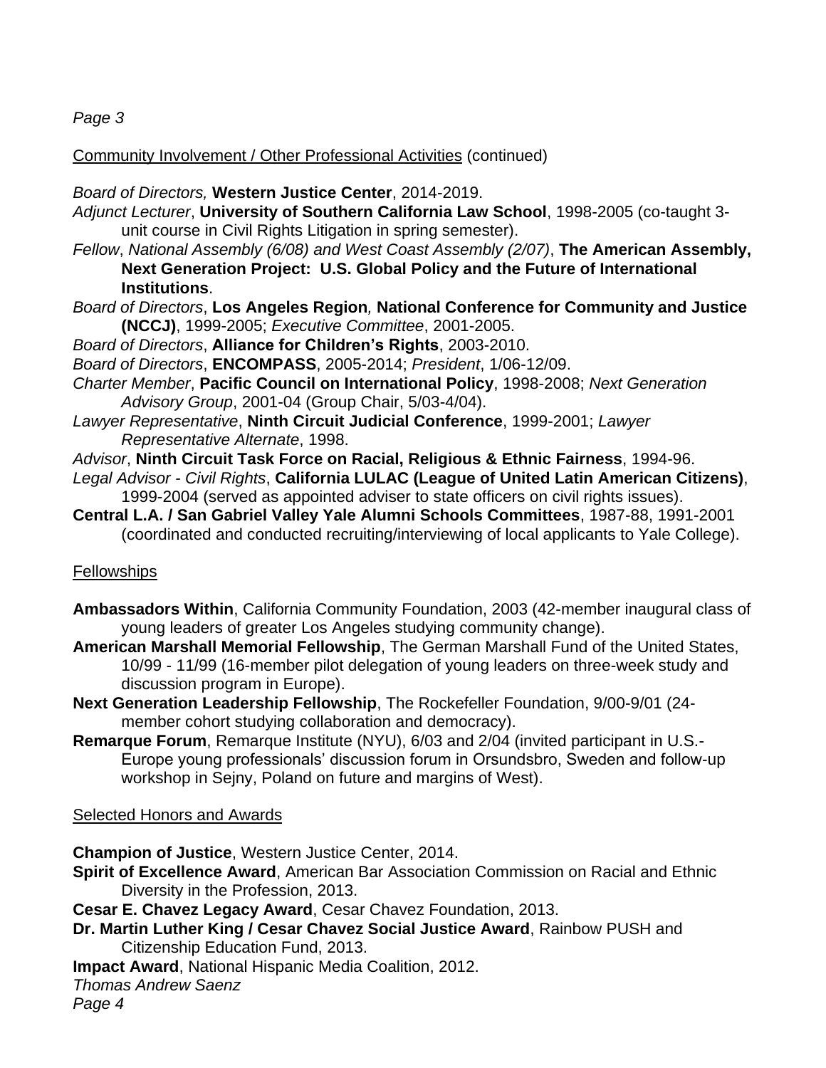Community Involvement / Other Professional Activities (continued)

*Board of Directors,* **Western Justice Center**, 2014-2019.
*Adjunct Lecturer*, **University of Southern California Law School**, 1998-2005 (co-taught 3-unit course in Civil Rights Litigation in spring semester).
*Fellow*, *National Assembly (6/08) and West Coast Assembly (2/07)*, **The American Assembly, Next Generation Project: U.S. Global Policy and the Future of International Institutions**.
*Board of Directors*, **Los Angeles Region**, **National Conference for Community and Justice (NCCJ)**, 1999-2005; *Executive Committee*, 2001-2005.
*Board of Directors*, **Alliance for Children's Rights**, 2003-2010.
*Board of Directors*, **ENCOMPASS**, 2005-2014; *President*, 1/06-12/09.
*Charter Member*, **Pacific Council on International Policy**, 1998-2008; *Next Generation Advisory Group*, 2001-04 (Group Chair, 5/03-4/04).
*Lawyer Representative*, **Ninth Circuit Judicial Conference**, 1999-2001; *Lawyer Representative Alternate*, 1998.
*Advisor*, **Ninth Circuit Task Force on Racial, Religious & Ethnic Fairness**, 1994-96.
*Legal Advisor - Civil Rights*, **California LULAC (League of United Latin American Citizens)**, 1999-2004 (served as appointed adviser to state officers on civil rights issues).
**Central L.A. / San Gabriel Valley Yale Alumni Schools Committees**, 1987-88, 1991-2001 (coordinated and conducted recruiting/interviewing of local applicants to Yale College).

Fellowships

**Ambassadors Within**, California Community Foundation, 2003 (42-member inaugural class of young leaders of greater Los Angeles studying community change).
**American Marshall Memorial Fellowship**, The German Marshall Fund of the United States, 10/99 - 11/99 (16-member pilot delegation of young leaders on three-week study and discussion program in Europe).
**Next Generation Leadership Fellowship**, The Rockefeller Foundation, 9/00-9/01 (24-member cohort studying collaboration and democracy).
**Remarque Forum**, Remarque Institute (NYU), 6/03 and 2/04 (invited participant in U.S.-Europe young professionals' discussion forum in Orsundsbro, Sweden and follow-up workshop in Sejny, Poland on future and margins of West).

Selected Honors and Awards

**Champion of Justice**, Western Justice Center, 2014.
**Spirit of Excellence Award**, American Bar Association Commission on Racial and Ethnic Diversity in the Profession, 2013.
**Cesar E. Chavez Legacy Award**, Cesar Chavez Foundation, 2013.
**Dr. Martin Luther King / Cesar Chavez Social Justice Award**, Rainbow PUSH and Citizenship Education Fund, 2013.
**Impact Award**, National Hispanic Media Coalition, 2012.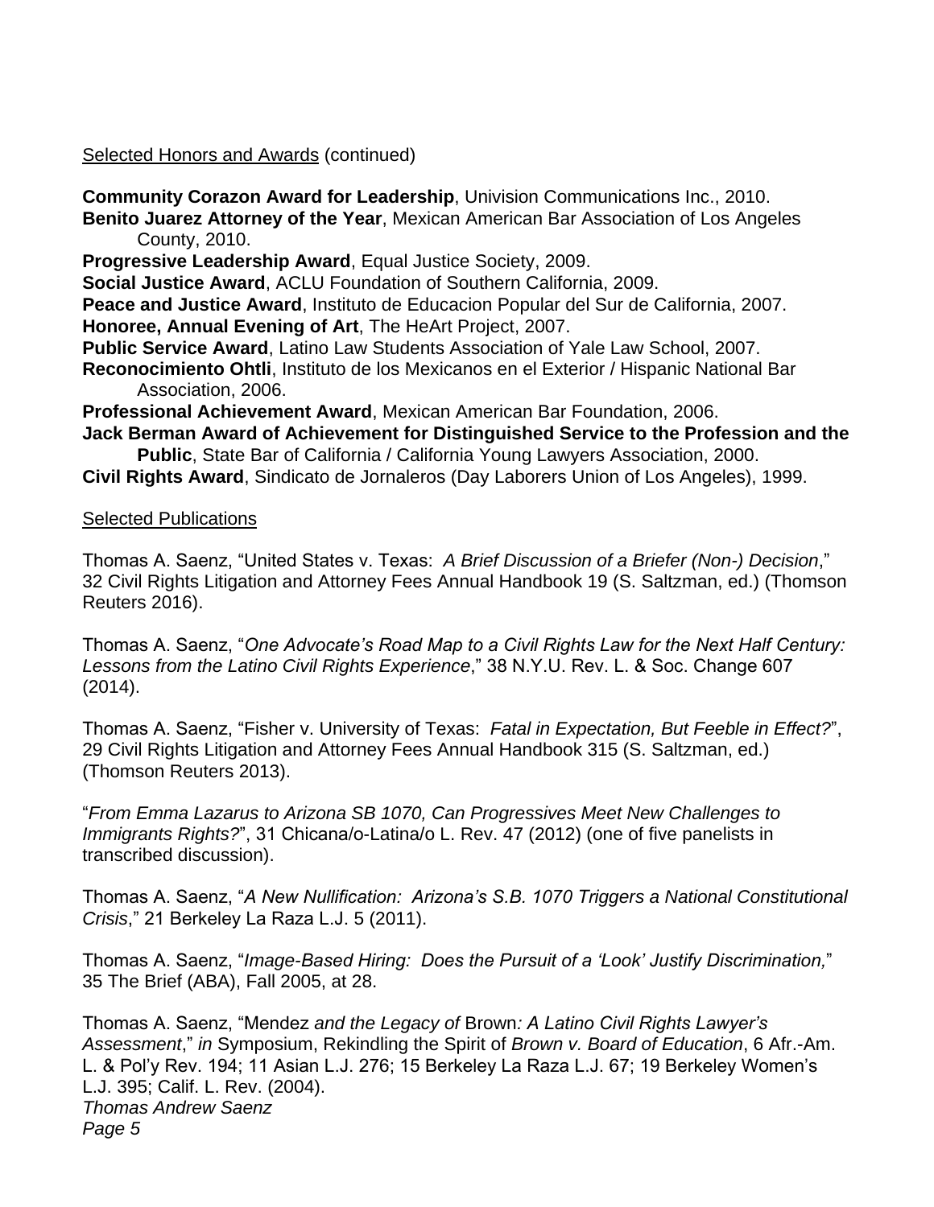Selected Honors and Awards (continued)

**Community Corazon Award for Leadership**, Univision Communications Inc., 2010.
**Benito Juarez Attorney of the Year**, Mexican American Bar Association of Los Angeles County, 2010.
**Progressive Leadership Award**, Equal Justice Society, 2009.
**Social Justice Award**, ACLU Foundation of Southern California, 2009.
**Peace and Justice Award**, Instituto de Educacion Popular del Sur de California, 2007.
**Honoree, Annual Evening of Art**, The HeArt Project, 2007.
**Public Service Award**, Latino Law Students Association of Yale Law School, 2007.
**Reconocimiento Ohtli**, Instituto de los Mexicanos en el Exterior / Hispanic National Bar Association, 2006.
**Professional Achievement Award**, Mexican American Bar Foundation, 2006.
**Jack Berman Award of Achievement for Distinguished Service to the Profession and the Public**, State Bar of California / California Young Lawyers Association, 2000.
**Civil Rights Award**, Sindicato de Jornaleros (Day Laborers Union of Los Angeles), 1999.

Selected Publications

Thomas A. Saenz, "United States v. Texas: *A Brief Discussion of a Briefer (Non-) Decision*," 32 Civil Rights Litigation and Attorney Fees Annual Handbook 19 (S. Saltzman, ed.) (Thomson Reuters 2016).

Thomas A. Saenz, "*One Advocate's Road Map to a Civil Rights Law for the Next Half Century: Lessons from the Latino Civil Rights Experience*," 38 N.Y.U. Rev. L. & Soc. Change 607 (2014).

Thomas A. Saenz, "Fisher v. University of Texas: *Fatal in Expectation, But Feeble in Effect?*", 29 Civil Rights Litigation and Attorney Fees Annual Handbook 315 (S. Saltzman, ed.) (Thomson Reuters 2013).

"*From Emma Lazarus to Arizona SB 1070, Can Progressives Meet New Challenges to Immigrants Rights?*", 31 Chicana/o-Latina/o L. Rev. 47 (2012) (one of five panelists in transcribed discussion).

Thomas A. Saenz, "*A New Nullification: Arizona's S.B. 1070 Triggers a National Constitutional Crisis*," 21 Berkeley La Raza L.J. 5 (2011).

Thomas A. Saenz, "*Image-Based Hiring: Does the Pursuit of a 'Look' Justify Discrimination,*" 35 The Brief (ABA), Fall 2005, at 28.

Thomas A. Saenz, "Mendez *and the Legacy of* Brown*: A Latino Civil Rights Lawyer's Assessment*," *in* Symposium, Rekindling the Spirit of *Brown v. Board of Education*, 6 Afr.-Am. L. & Pol'y Rev. 194; 11 Asian L.J. 276; 15 Berkeley La Raza L.J. 67; 19 Berkeley Women's L.J. 395; Calif. L. Rev. (2004).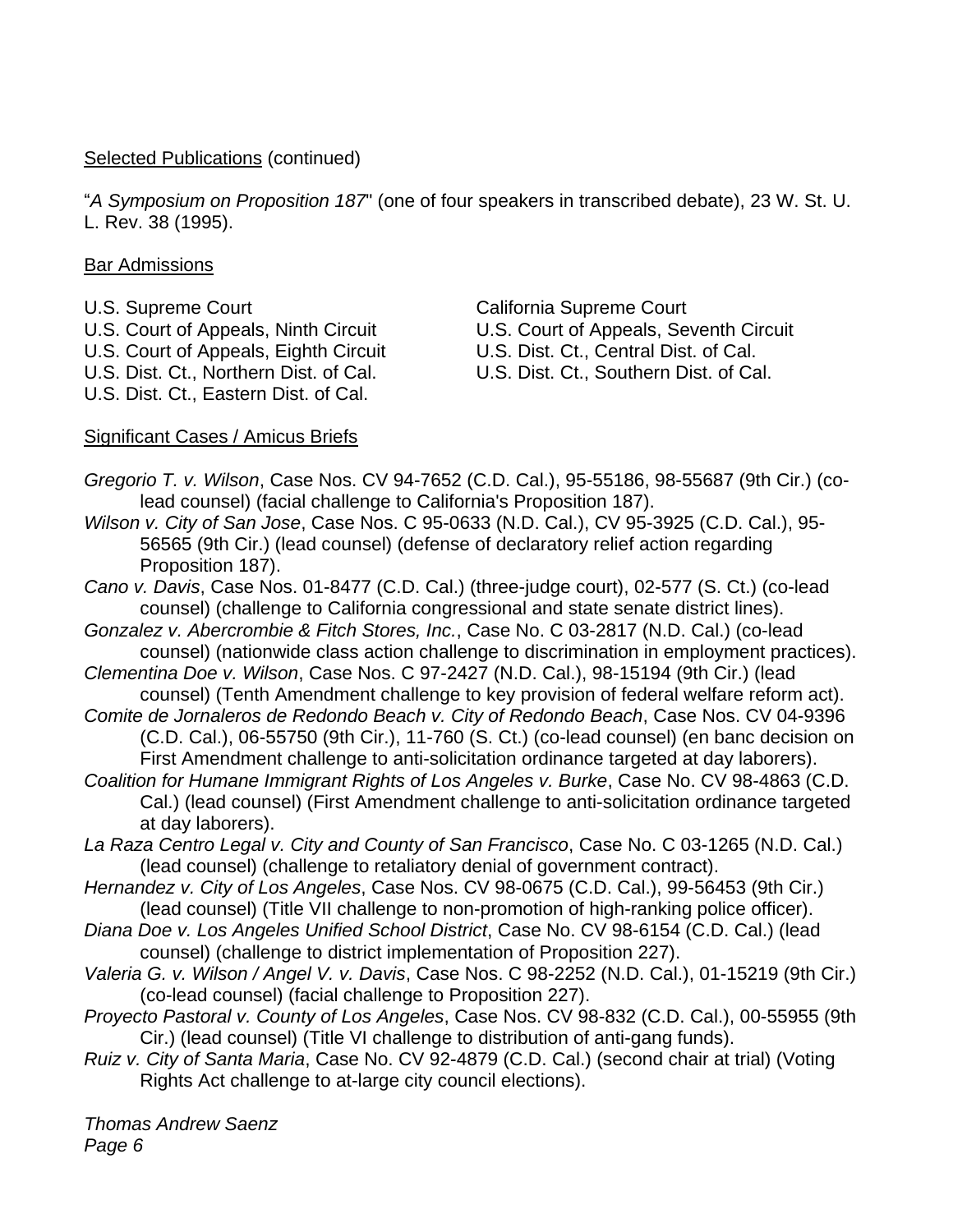Selected Publications (continued)

"*A Symposium on Proposition 187*" (one of four speakers in transcribed debate), 23 W. St. U. L. Rev. 38 (1995).

Bar Admissions

U.S. Supreme Court
U.S. Court of Appeals, Ninth Circuit
U.S. Court of Appeals, Eighth Circuit
U.S. Dist. Ct., Northern Dist. of Cal.
U.S. Dist. Ct., Eastern Dist. of Cal.
California Supreme Court
U.S. Court of Appeals, Seventh Circuit
U.S. Dist. Ct., Central Dist. of Cal.
U.S. Dist. Ct., Southern Dist. of Cal.

Significant Cases / Amicus Briefs

*Gregorio T. v. Wilson*, Case Nos. CV 94-7652 (C.D. Cal.), 95-55186, 98-55687 (9th Cir.) (co-lead counsel) (facial challenge to California's Proposition 187).

*Wilson v. City of San Jose*, Case Nos. C 95-0633 (N.D. Cal.), CV 95-3925 (C.D. Cal.), 95-56565 (9th Cir.) (lead counsel) (defense of declaratory relief action regarding Proposition 187).

*Cano v. Davis*, Case Nos. 01-8477 (C.D. Cal.) (three-judge court), 02-577 (S. Ct.) (co-lead counsel) (challenge to California congressional and state senate district lines).

*Gonzalez v. Abercrombie & Fitch Stores, Inc.*, Case No. C 03-2817 (N.D. Cal.) (co-lead counsel) (nationwide class action challenge to discrimination in employment practices).

*Clementina Doe v. Wilson*, Case Nos. C 97-2427 (N.D. Cal.), 98-15194 (9th Cir.) (lead counsel) (Tenth Amendment challenge to key provision of federal welfare reform act).

*Comite de Jornaleros de Redondo Beach v. City of Redondo Beach*, Case Nos. CV 04-9396 (C.D. Cal.), 06-55750 (9th Cir.), 11-760 (S. Ct.) (co-lead counsel) (en banc decision on First Amendment challenge to anti-solicitation ordinance targeted at day laborers).

*Coalition for Humane Immigrant Rights of Los Angeles v. Burke*, Case No. CV 98-4863 (C.D. Cal.) (lead counsel) (First Amendment challenge to anti-solicitation ordinance targeted at day laborers).

*La Raza Centro Legal v. City and County of San Francisco*, Case No. C 03-1265 (N.D. Cal.) (lead counsel) (challenge to retaliatory denial of government contract).

*Hernandez v. City of Los Angeles*, Case Nos. CV 98-0675 (C.D. Cal.), 99-56453 (9th Cir.) (lead counsel) (Title VII challenge to non-promotion of high-ranking police officer).

*Diana Doe v. Los Angeles Unified School District*, Case No. CV 98-6154 (C.D. Cal.) (lead counsel) (challenge to district implementation of Proposition 227).

*Valeria G. v. Wilson / Angel V. v. Davis*, Case Nos. C 98-2252 (N.D. Cal.), 01-15219 (9th Cir.) (co-lead counsel) (facial challenge to Proposition 227).

*Proyecto Pastoral v. County of Los Angeles*, Case Nos. CV 98-832 (C.D. Cal.), 00-55955 (9th Cir.) (lead counsel) (Title VI challenge to distribution of anti-gang funds).

*Ruiz v. City of Santa Maria*, Case No. CV 92-4879 (C.D. Cal.) (second chair at trial) (Voting Rights Act challenge to at-large city council elections).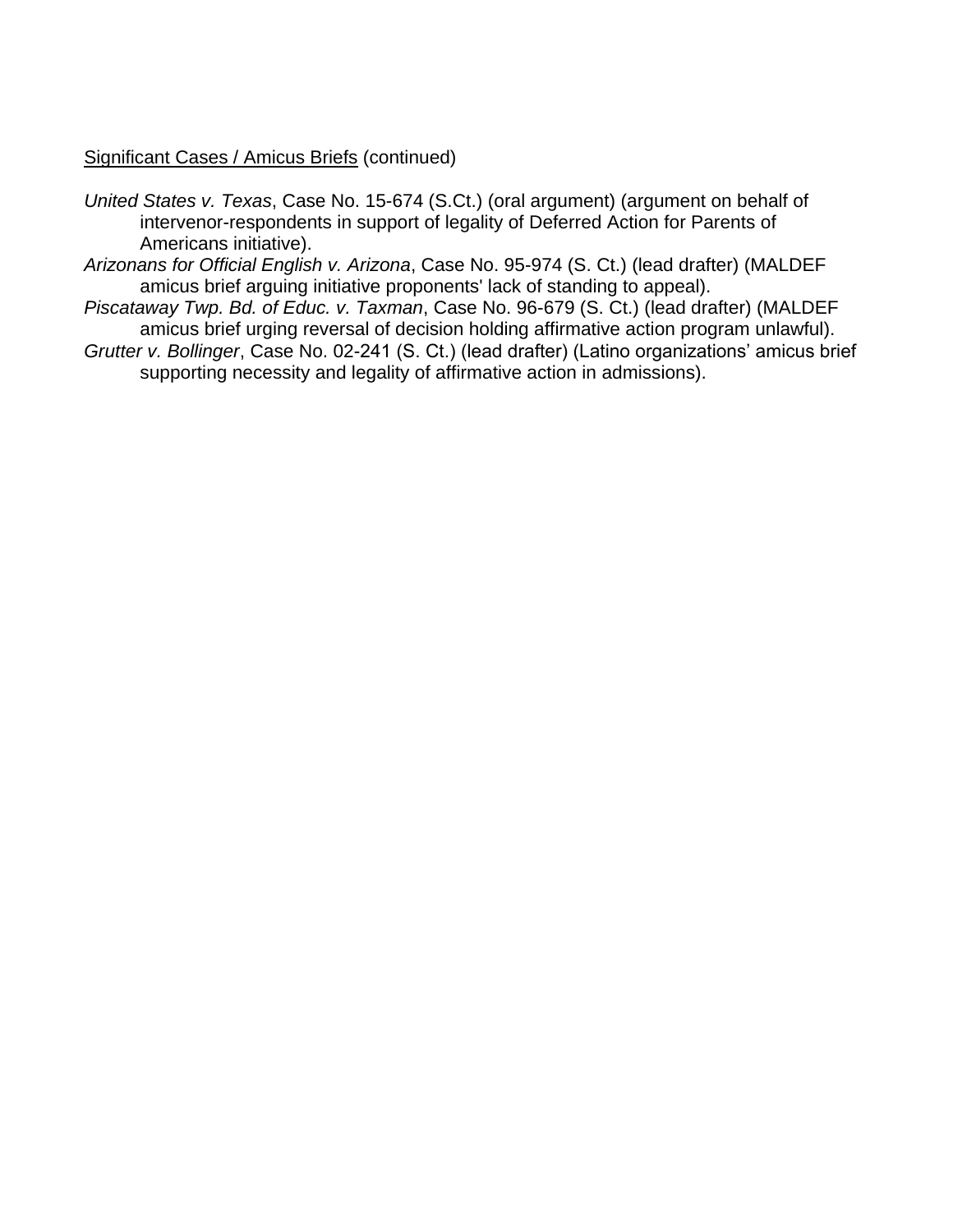<u>Significant Cases / Amicus Briefs</u> (continued)

*United States v. Texas*, Case No. 15-674 (S.Ct.) (oral argument) (argument on behalf of intervenor-respondents in support of legality of Deferred Action for Parents of Americans initiative).

*Arizonans for Official English v. Arizona*, Case No. 95-974 (S. Ct.) (lead drafter) (MALDEF amicus brief arguing initiative proponents' lack of standing to appeal).

*Piscataway Twp. Bd. of Educ. v. Taxman*, Case No. 96-679 (S. Ct.) (lead drafter) (MALDEF amicus brief urging reversal of decision holding affirmative action program unlawful).

*Grutter v. Bollinger*, Case No. 02-241 (S. Ct.) (lead drafter) (Latino organizations' amicus brief supporting necessity and legality of affirmative action in admissions).